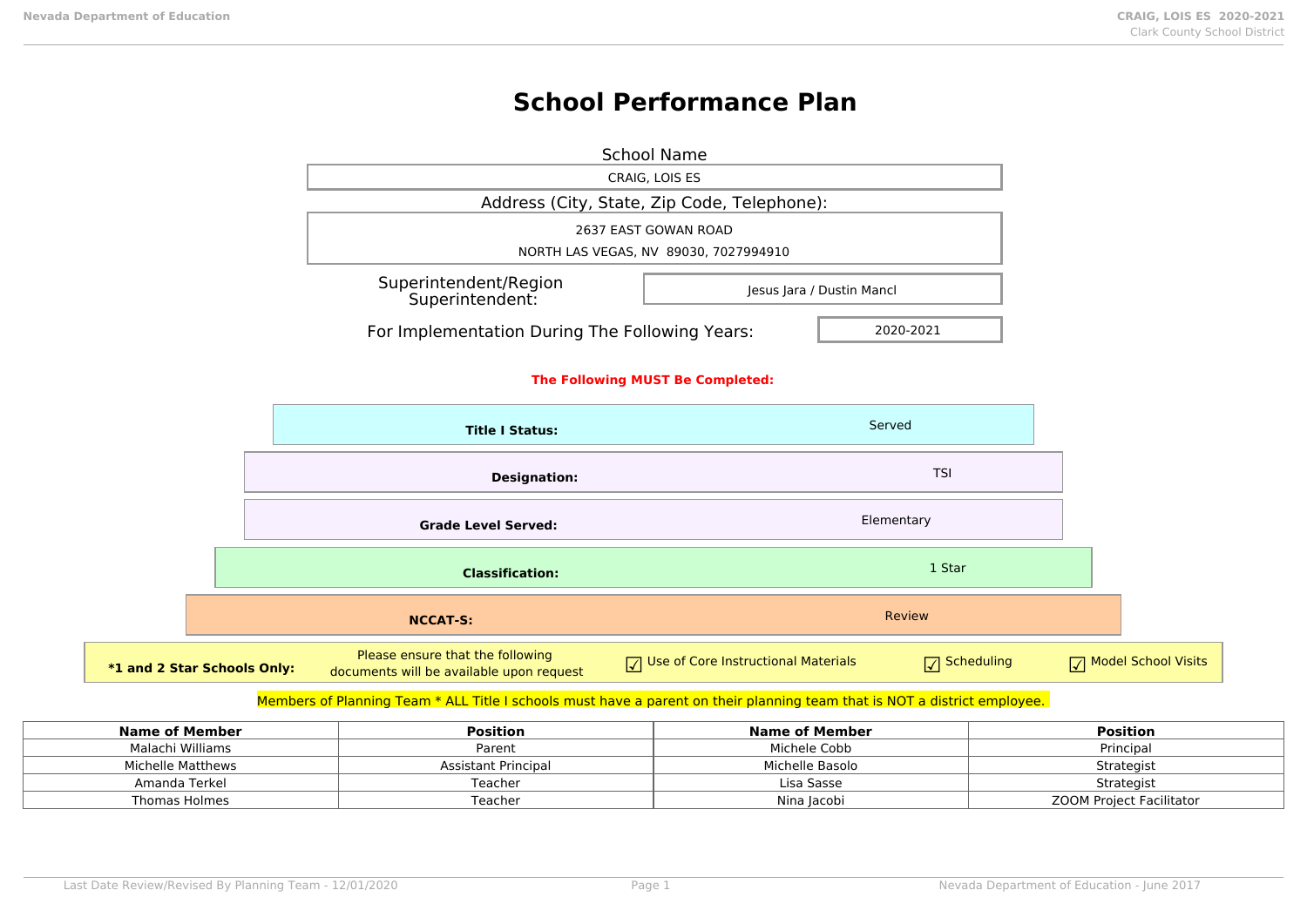# School Performance Plan

**School Name**

CRAIG, LOIS ES

**Address (City, State, Zip Code, Telephone):**

2637 EAST GOWAN ROAD

NORTH LAS VEGAS, NV 89030, 7027994910

**Superintendent/Region Superintendent:** Jesus Jara / Dustin Mancl

**For Implementation During The Following Years:** 2020-2021

**The Following MUST Be Completed:**

| | |
|---|---|
| **Title I Status:** | Served |
| **Designation:** | TSI |
| **Grade Level Served:** | Elementary |
| **Classification:** | 1 Star |
| **NCCAT-S:** | Review |

**\*1 and 2 Star Schools Only:** Please ensure that the following documents will be available upon request

- ☑ Use of Core Instructional Materials
- ☑ Scheduling
- ☑ Model School Visits

Members of Planning Team * ALL Title I schools must have a parent on their planning team that is NOT a district employee.

| Name of Member | Position | Name of Member | Position |
|---|---|---|---|
| Malachi Williams | Parent | Michele Cobb | Principal |
| Michelle Matthews | Assistant Principal | Michelle Basolo | Strategist |
| Amanda Terkel | Teacher | Lisa Sasse | Strategist |
| Thomas Holmes | Teacher | Nina Jacobi | ZOOM Project Facilitator |

Last Date Review/Revised By Planning Team - 12/01/2020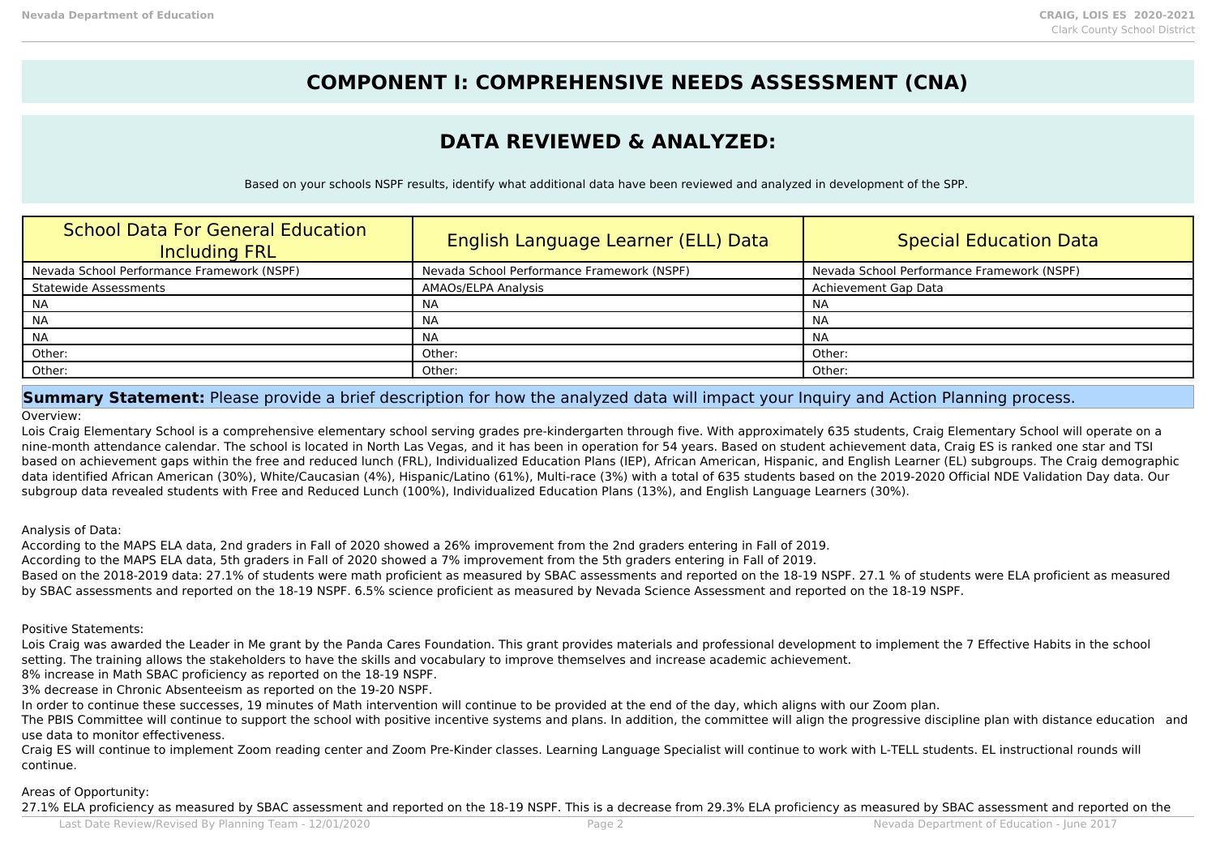# COMPONENT I: COMPREHENSIVE NEEDS ASSESSMENT (CNA)

## DATA REVIEWED & ANALYZED:

Based on your schools NSPF results, identify what additional data have been reviewed and analyzed in development of the SPP.

| School Data For General Education Including FRL | English Language Learner (ELL) Data | Special Education Data |
|---|---|---|
| Nevada School Performance Framework (NSPF) | Nevada School Performance Framework (NSPF) | Nevada School Performance Framework (NSPF) |
| Statewide Assessments | AMAOs/ELPA Analysis | Achievement Gap Data |
| NA | NA | NA |
| NA | NA | NA |
| NA | NA | NA |
| Other: | Other: | Other: |
| Other: | Other: | Other: |

**Summary Statement:** Please provide a brief description for how the analyzed data will impact your Inquiry and Action Planning process.

Overview:

Lois Craig Elementary School is a comprehensive elementary school serving grades pre-kindergarten through five. With approximately 635 students, Craig Elementary School will operate on a nine-month attendance calendar. The school is located in North Las Vegas, and it has been in operation for 54 years. Based on student achievement data, Craig ES is ranked one star and TSI based on achievement gaps within the free and reduced lunch (FRL), Individualized Education Plans (IEP), African American, Hispanic, and English Learner (EL) subgroups. The Craig demographic data identified African American (30%), White/Caucasian (4%), Hispanic/Latino (61%), Multi-race (3%) with a total of 635 students based on the 2019-2020 Official NDE Validation Day data. Our subgroup data revealed students with Free and Reduced Lunch (100%), Individualized Education Plans (13%), and English Language Learners (30%).

Analysis of Data:

According to the MAPS ELA data, 2nd graders in Fall of 2020 showed a 26% improvement from the 2nd graders entering in Fall of 2019.

According to the MAPS ELA data, 5th graders in Fall of 2020 showed a 7% improvement from the 5th graders entering in Fall of 2019.

Based on the 2018-2019 data: 27.1% of students were math proficient as measured by SBAC assessments and reported on the 18-19 NSPF. 27.1 % of students were ELA proficient as measured by SBAC assessments and reported on the 18-19 NSPF. 6.5% science proficient as measured by Nevada Science Assessment and reported on the 18-19 NSPF.

Positive Statements:

Lois Craig was awarded the Leader in Me grant by the Panda Cares Foundation. This grant provides materials and professional development to implement the 7 Effective Habits in the school setting. The training allows the stakeholders to have the skills and vocabulary to improve themselves and increase academic achievement.

8% increase in Math SBAC proficiency as reported on the 18-19 NSPF.

3% decrease in Chronic Absenteeism as reported on the 19-20 NSPF.

In order to continue these successes, 19 minutes of Math intervention will continue to be provided at the end of the day, which aligns with our Zoom plan.

The PBIS Committee will continue to support the school with positive incentive systems and plans. In addition, the committee will align the progressive discipline plan with distance education and use data to monitor effectiveness.

Craig ES will continue to implement Zoom reading center and Zoom Pre-Kinder classes. Learning Language Specialist will continue to work with L-TELL students. EL instructional rounds will continue.

Areas of Opportunity:

27.1% ELA proficiency as measured by SBAC assessment and reported on the 18-19 NSPF. This is a decrease from 29.3% ELA proficiency as measured by SBAC assessment and reported on the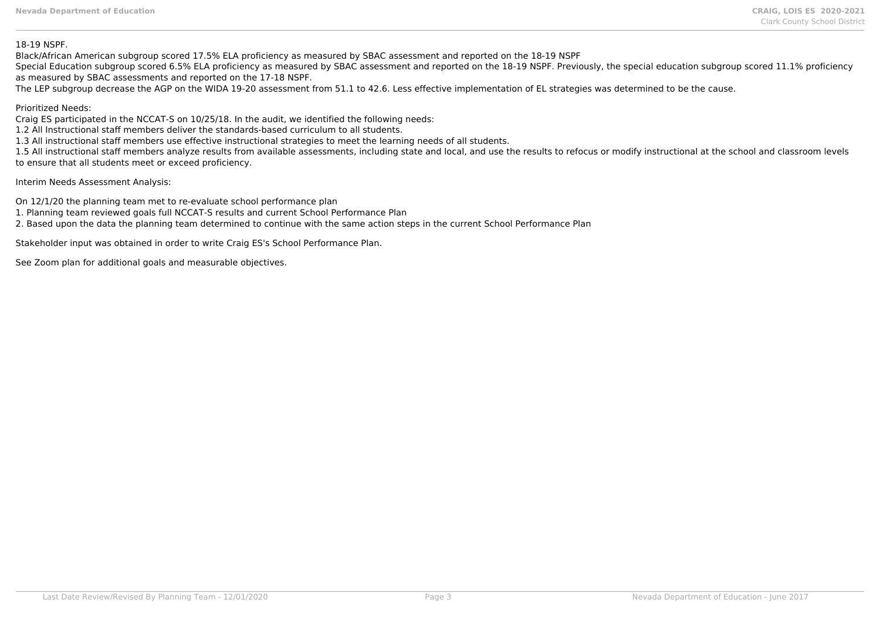18-19 NSPF.

Black/African American subgroup scored 17.5% ELA proficiency as measured by SBAC assessment and reported on the 18-19 NSPF

Special Education subgroup scored 6.5% ELA proficiency as measured by SBAC assessment and reported on the 18-19 NSPF. Previously, the special education subgroup scored 11.1% proficiency as measured by SBAC assessments and reported on the 17-18 NSPF.

The LEP subgroup decrease the AGP on the WIDA 19-20 assessment from 51.1 to 42.6. Less effective implementation of EL strategies was determined to be the cause.

Prioritized Needs:

Craig ES participated in the NCCAT-S on 10/25/18. In the audit, we identified the following needs:

1.2 All Instructional staff members deliver the standards-based curriculum to all students.

1.3 All instructional staff members use effective instructional strategies to meet the learning needs of all students.

1.5 All instructional staff members analyze results from available assessments, including state and local, and use the results to refocus or modify instructional at the school and classroom levels to ensure that all students meet or exceed proficiency.

Interim Needs Assessment Analysis:

On 12/1/20 the planning team met to re-evaluate school performance plan

1. Planning team reviewed goals full NCCAT-S results and current School Performance Plan
2. Based upon the data the planning team determined to continue with the same action steps in the current School Performance Plan

Stakeholder input was obtained in order to write Craig ES's School Performance Plan.

See Zoom plan for additional goals and measurable objectives.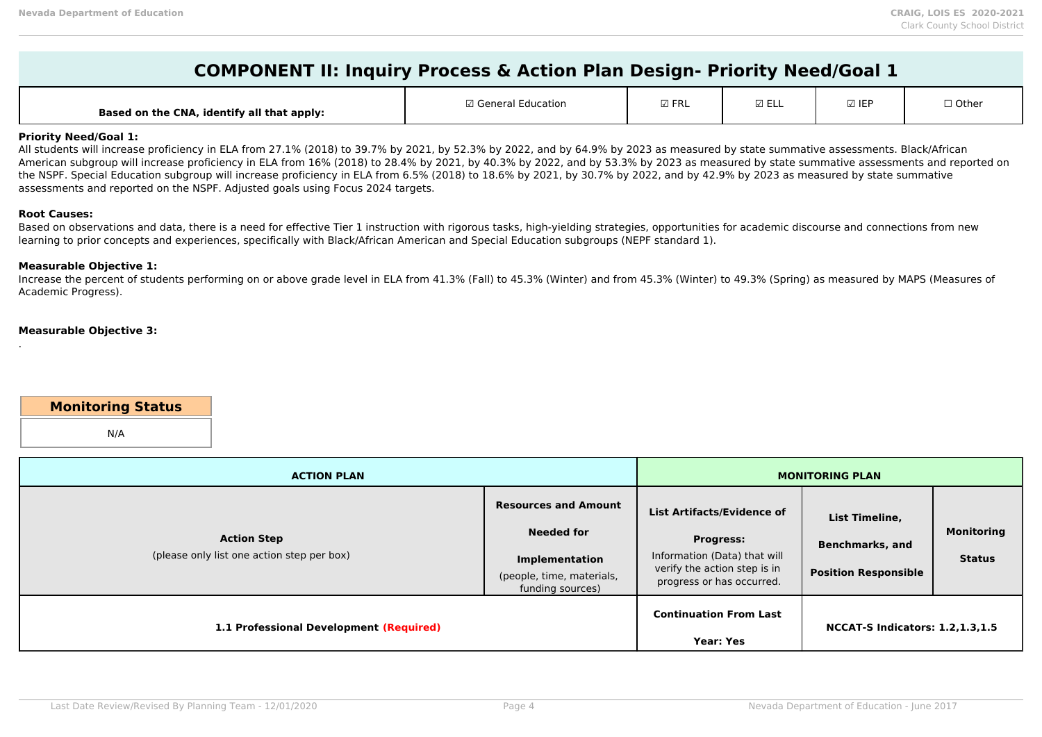# COMPONENT II: Inquiry Process & Action Plan Design- Priority Need/Goal 1

| Based on the CNA, identify all that apply: | ☑ General Education | ☑ FRL | ☑ ELL | ☑ IEP | ☐ Other |
|---|---|---|---|---|---|

**Priority Need/Goal 1:**
All students will increase proficiency in ELA from 27.1% (2018) to 39.7% by 2021, by 52.3% by 2022, and by 64.9% by 2023 as measured by state summative assessments. Black/African American subgroup will increase proficiency in ELA from 16% (2018) to 28.4% by 2021, by 40.3% by 2022, and by 53.3% by 2023 as measured by state summative assessments and reported on the NSPF. Special Education subgroup will increase proficiency in ELA from 6.5% (2018) to 18.6% by 2021, by 30.7% by 2022, and by 42.9% by 2023 as measured by state summative assessments and reported on the NSPF. Adjusted goals using Focus 2024 targets.

**Root Causes:**
Based on observations and data, there is a need for effective Tier 1 instruction with rigorous tasks, high-yielding strategies, opportunities for academic discourse and connections from new learning to prior concepts and experiences, specifically with Black/African American and Special Education subgroups (NEPF standard 1).

**Measurable Objective 1:**
Increase the percent of students performing on or above grade level in ELA from 41.3% (Fall) to 45.3% (Winter) and from 45.3% (Winter) to 49.3% (Spring) as measured by MAPS (Measures of Academic Progress).

**Measurable Objective 3:**
.

| Monitoring Status |
|---|
| N/A |

| ACTION PLAN | | MONITORING PLAN | | |
|---|---|---|---|---|
| **Action Step** (please only list one action step per box) | **Resources and Amount Needed for Implementation** (people, time, materials, funding sources) | **List Artifacts/Evidence of Progress:** Information (Data) that will verify the action step is in progress or has occurred. | **List Timeline, Benchmarks, and Position Responsible** | **Monitoring Status** |
| **1.1 Professional Development (Required)** | | **Continuation From Last Year: Yes** | **NCCAT-S Indicators: 1.2,1.3,1.5** | |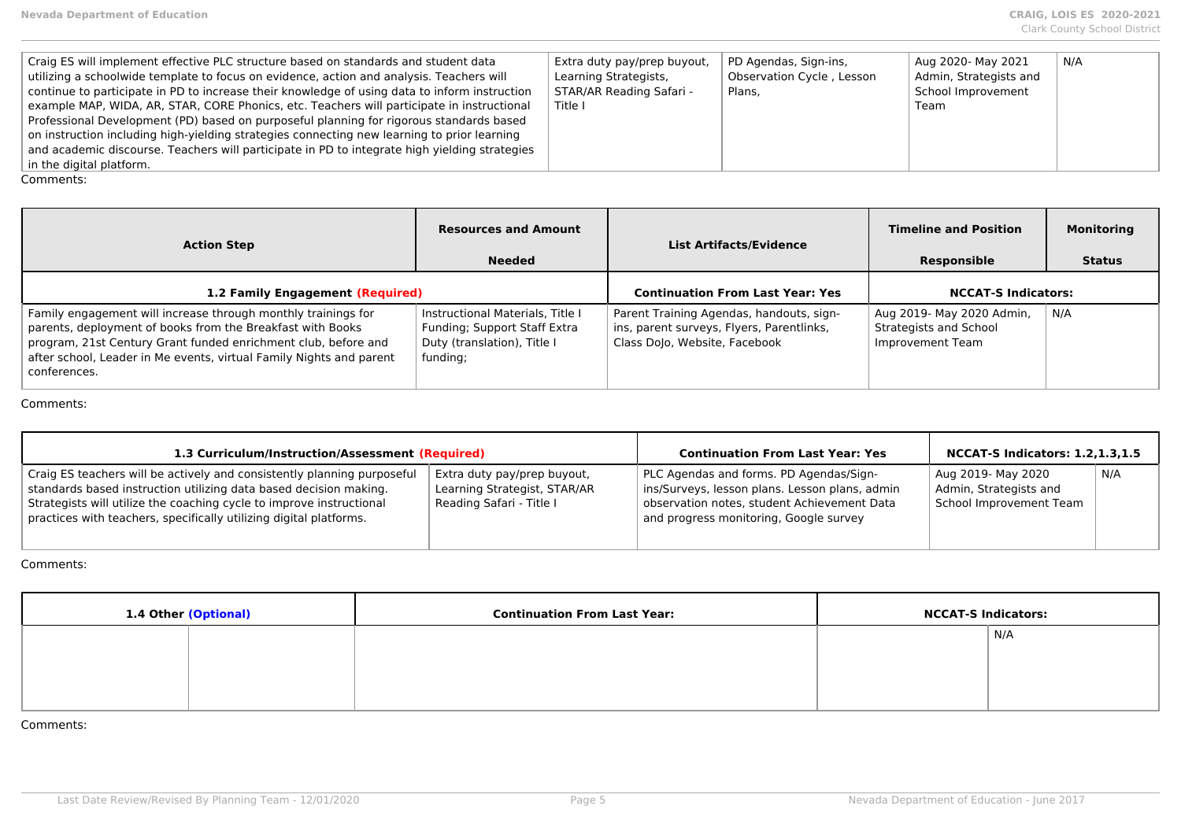| Craig ES will implement effective PLC structure based on standards and student data utilizing a schoolwide template to focus on evidence, action and analysis. Teachers will continue to participate in PD to increase their knowledge of using data to inform instruction example MAP, WIDA, AR, STAR, CORE Phonics, etc. Teachers will participate in instructional Professional Development (PD) based on purposeful planning for rigorous standards based on instruction including high-yielding strategies connecting new learning to prior learning and academic discourse. Teachers will participate in PD to integrate high yielding strategies in the digital platform. | Extra duty pay/prep buyout, Learning Strategists, STAR/AR Reading Safari - Title I | PD Agendas, Sign-ins, Observation Cycle , Lesson Plans, | Aug 2020- May 2021 Admin, Strategists and School Improvement Team | N/A |
|---|---|---|---|---|

Comments:

| Action Step | Resources and Amount Needed | List Artifacts/Evidence | Timeline and Position Responsible | Monitoring Status |
|---|---|---|---|---|
| **1.2 Family Engagement (Required)** | | **Continuation From Last Year: Yes** | **NCCAT-S Indicators:** | |
| Family engagement will increase through monthly trainings for parents, deployment of books from the Breakfast with Books program, 21st Century Grant funded enrichment club, before and after school, Leader in Me events, virtual Family Nights and parent conferences. | Instructional Materials, Title I Funding; Support Staff Extra Duty (translation), Title I funding; | Parent Training Agendas, handouts, sign-ins, parent surveys, Flyers, Parentlinks, Class DoJo, Website, Facebook | Aug 2019- May 2020 Admin, Strategists and School Improvement Team | N/A |

Comments:

| 1.3 Curriculum/Instruction/Assessment (Required) | | Continuation From Last Year: Yes | NCCAT-S Indicators: 1.2,1.3,1.5 | |
|---|---|---|---|---|
| Craig ES teachers will be actively and consistently planning purposeful standards based instruction utilizing data based decision making. Strategists will utilize the coaching cycle to improve instructional practices with teachers, specifically utilizing digital platforms. | Extra duty pay/prep buyout, Learning Strategist, STAR/AR Reading Safari - Title I | PLC Agendas and forms. PD Agendas/Sign-ins/Surveys, lesson plans. Lesson plans, admin observation notes, student Achievement Data and progress monitoring, Google survey | Aug 2019- May 2020 Admin, Strategists and School Improvement Team | N/A |

Comments:

| 1.4 Other (Optional) | | Continuation From Last Year: | NCCAT-S Indicators: | |
|---|---|---|---|---|
| | | | | N/A |

Comments: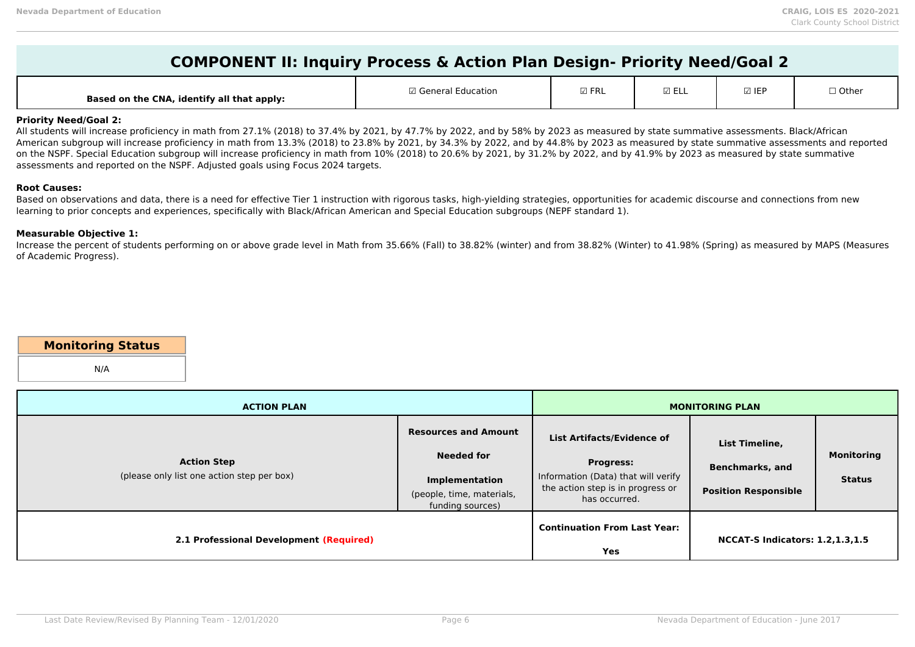# COMPONENT II: Inquiry Process & Action Plan Design- Priority Need/Goal 2

| Based on the CNA, identify all that apply: | ☑ General Education | ☑ FRL | ☑ ELL | ☑ IEP | ☐ Other |
|---|---|---|---|---|---|

**Priority Need/Goal 2:**
All students will increase proficiency in math from 27.1% (2018) to 37.4% by 2021, by 47.7% by 2022, and by 58% by 2023 as measured by state summative assessments. Black/African American subgroup will increase proficiency in math from 13.3% (2018) to 23.8% by 2021, by 34.3% by 2022, and by 44.8% by 2023 as measured by state summative assessments and reported on the NSPF. Special Education subgroup will increase proficiency in math from 10% (2018) to 20.6% by 2021, by 31.2% by 2022, and by 41.9% by 2023 as measured by state summative assessments and reported on the NSPF. Adjusted goals using Focus 2024 targets.

**Root Causes:**
Based on observations and data, there is a need for effective Tier 1 instruction with rigorous tasks, high-yielding strategies, opportunities for academic discourse and connections from new learning to prior concepts and experiences, specifically with Black/African American and Special Education subgroups (NEPF standard 1).

**Measurable Objective 1:**
Increase the percent of students performing on or above grade level in Math from 35.66% (Fall) to 38.82% (winter) and from 38.82% (Winter) to 41.98% (Spring) as measured by MAPS (Measures of Academic Progress).

| Monitoring Status |
|---|
| N/A |

| ACTION PLAN | | MONITORING PLAN | | |
|---|---|---|---|---|
| **Action Step**<br>(please only list one action step per box) | **Resources and Amount Needed for Implementation**<br>(people, time, materials, funding sources) | **List Artifacts/Evidence of Progress:**<br>Information (Data) that will verify the action step is in progress or has occurred. | **List Timeline, Benchmarks, and Position Responsible** | **Monitoring Status** |
| **2.1 Professional Development (Required)** | | **Continuation From Last Year: Yes** | **NCCAT-S Indicators: 1.2,1.3,1.5** | |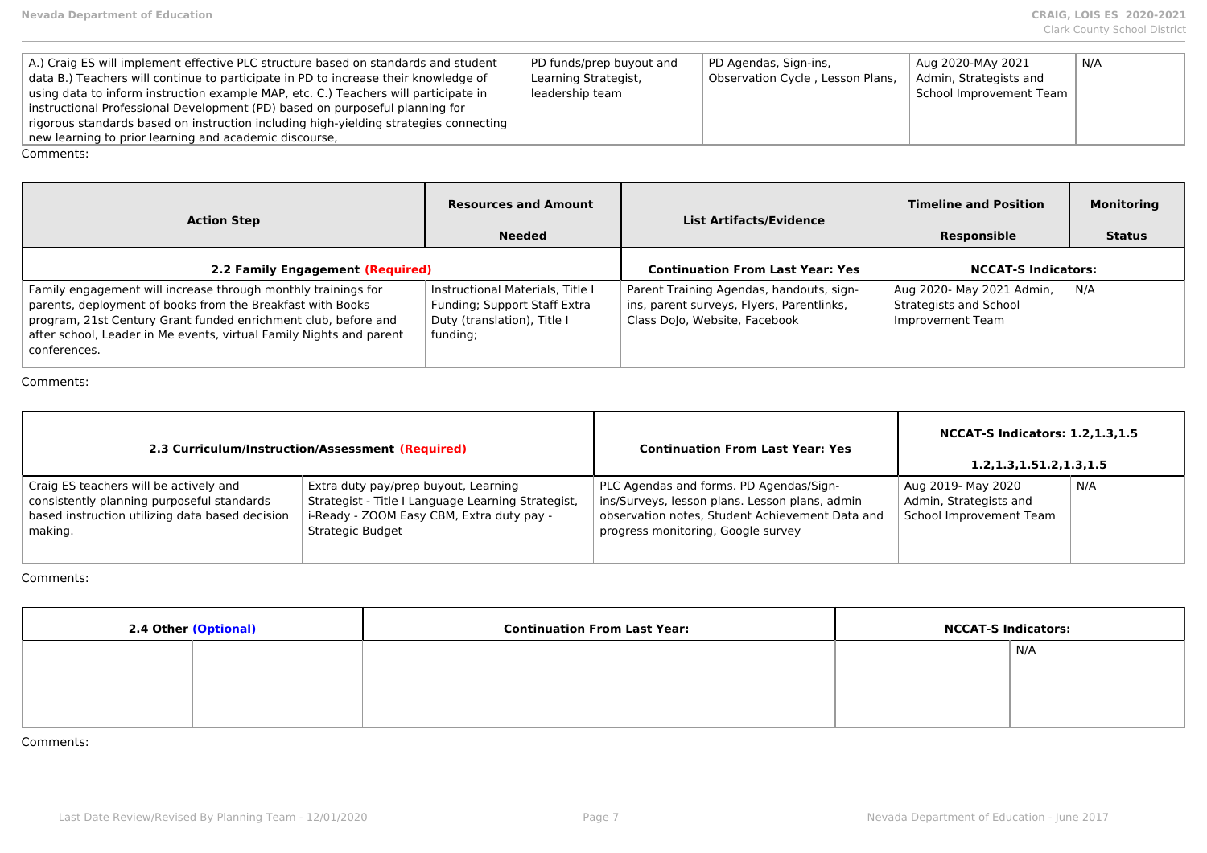| | | | | |
|---|---|---|---|---|
| A.) Craig ES will implement effective PLC structure based on standards and student data B.) Teachers will continue to participate in PD to increase their knowledge of using data to inform instruction example MAP, etc. C.) Teachers will participate in instructional Professional Development (PD) based on purposeful planning for rigorous standards based on instruction including high-yielding strategies connecting new learning to prior learning and academic discourse, | PD funds/prep buyout and Learning Strategist, leadership team | PD Agendas, Sign-ins, Observation Cycle , Lesson Plans, | Aug 2020-MAy 2021 Admin, Strategists and School Improvement Team | N/A |

Comments:

| Action Step | Resources and Amount Needed | List Artifacts/Evidence | Timeline and Position Responsible | Monitoring Status |
|---|---|---|---|---|
| **2.2 Family Engagement (Required)** | | **Continuation From Last Year: Yes** | **NCCAT-S Indicators:** | |
| Family engagement will increase through monthly trainings for parents, deployment of books from the Breakfast with Books program, 21st Century Grant funded enrichment club, before and after school, Leader in Me events, virtual Family Nights and parent conferences. | Instructional Materials, Title I Funding; Support Staff Extra Duty (translation), Title I funding; | Parent Training Agendas, handouts, sign-ins, parent surveys, Flyers, Parentlinks, Class DoJo, Website, Facebook | Aug 2020- May 2021 Admin, Strategists and School Improvement Team | N/A |

Comments:

| **2.3 Curriculum/Instruction/Assessment (Required)** | | **Continuation From Last Year: Yes** | **NCCAT-S Indicators: 1.2,1.3,1.5 1.2,1.3,1.51.2,1.3,1.5** | |
|---|---|---|---|---|
| Craig ES teachers will be actively and consistently planning purposeful standards based instruction utilizing data based decision making. | Extra duty pay/prep buyout, Learning Strategist - Title I Language Learning Strategist, i-Ready - ZOOM Easy CBM, Extra duty pay - Strategic Budget | PLC Agendas and forms. PD Agendas/Sign-ins/Surveys, lesson plans. Lesson plans, admin observation notes, Student Achievement Data and progress monitoring, Google survey | Aug 2019- May 2020 Admin, Strategists and School Improvement Team | N/A |

Comments:

| **2.4 Other (Optional)** | | **Continuation From Last Year:** | **NCCAT-S Indicators:** | |
|---|---|---|---|---|
| | | | | N/A |

Comments: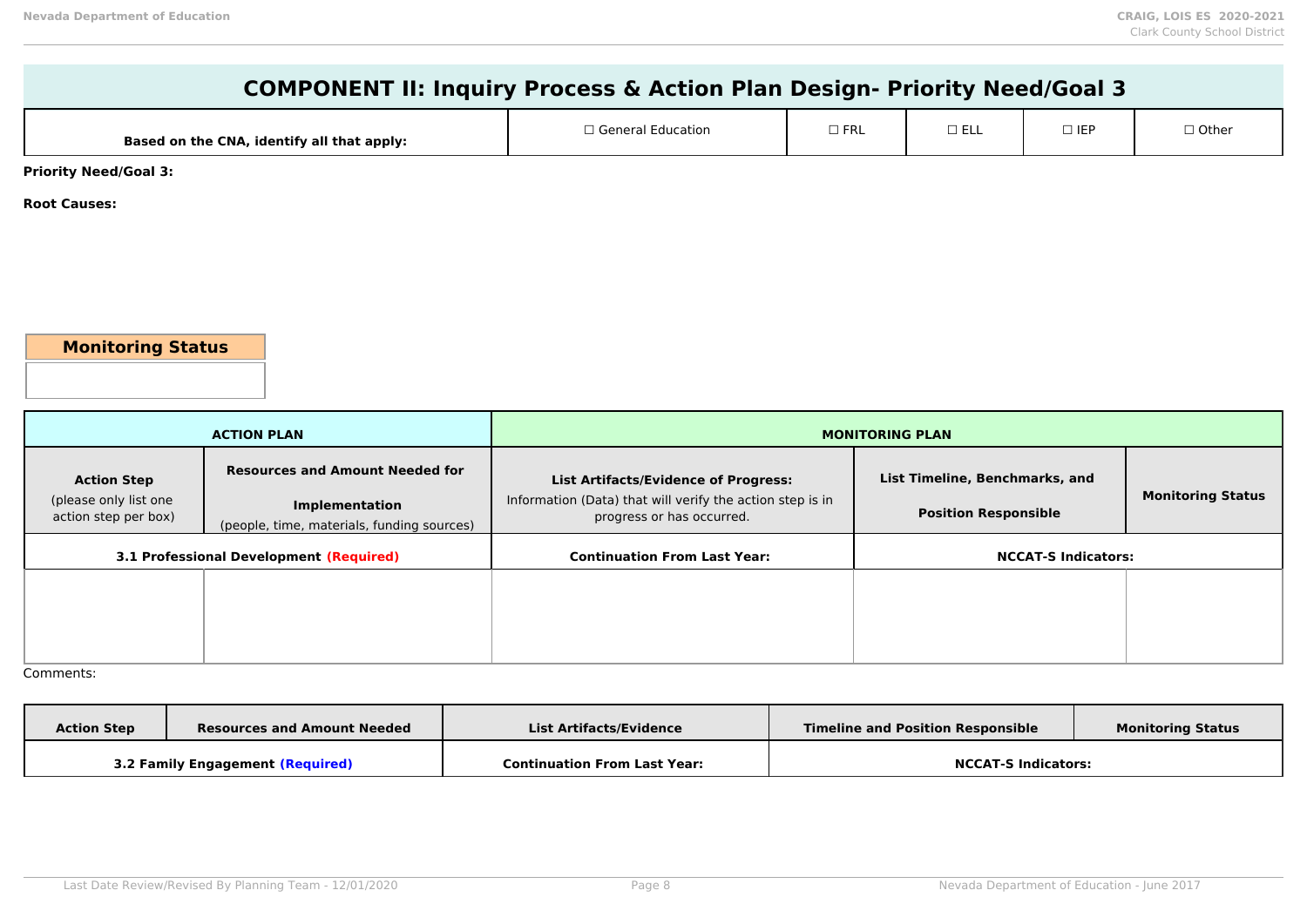# COMPONENT II: Inquiry Process & Action Plan Design- Priority Need/Goal 3

| Based on the CNA, identify all that apply: | ☐ General Education | ☐ FRL | ☐ ELL | ☐ IEP | ☐ Other |
|---|---|---|---|---|---|

**Priority Need/Goal 3:**

**Root Causes:**

| Monitoring Status |
|---|
| |

| ACTION PLAN | | MONITORING PLAN | | |
|---|---|---|---|---|
| **Action Step** (please only list one action step per box) | **Resources and Amount Needed for Implementation** (people, time, materials, funding sources) | **List Artifacts/Evidence of Progress:** Information (Data) that will verify the action step is in progress or has occurred. | **List Timeline, Benchmarks, and Position Responsible** | **Monitoring Status** |
| **3.1 Professional Development (Required)** | | **Continuation From Last Year:** | **NCCAT-S Indicators:** | |
| | | | | |

Comments:

| Action Step | Resources and Amount Needed | List Artifacts/Evidence | Timeline and Position Responsible | Monitoring Status |
|---|---|---|---|---|
| **3.2 Family Engagement (Required)** | | **Continuation From Last Year:** | **NCCAT-S Indicators:** | |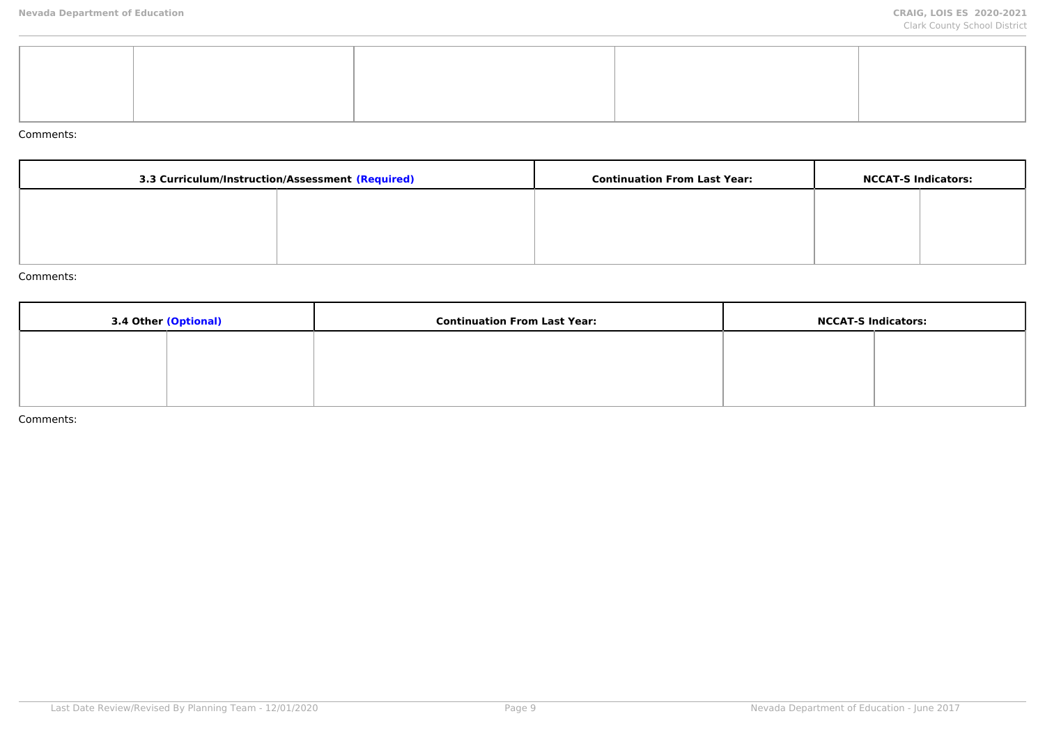| | | | | |
|---|---|---|---|---|
| | | | | |

Comments:

| 3.3 Curriculum/Instruction/Assessment (Required) | | Continuation From Last Year: | NCCAT-S Indicators: | |
|---|---|---|---|---|
| | | | | |

Comments:

| 3.4 Other (Optional) | | Continuation From Last Year: | NCCAT-S Indicators: | |
|---|---|---|---|---|
| | | | | |

Comments: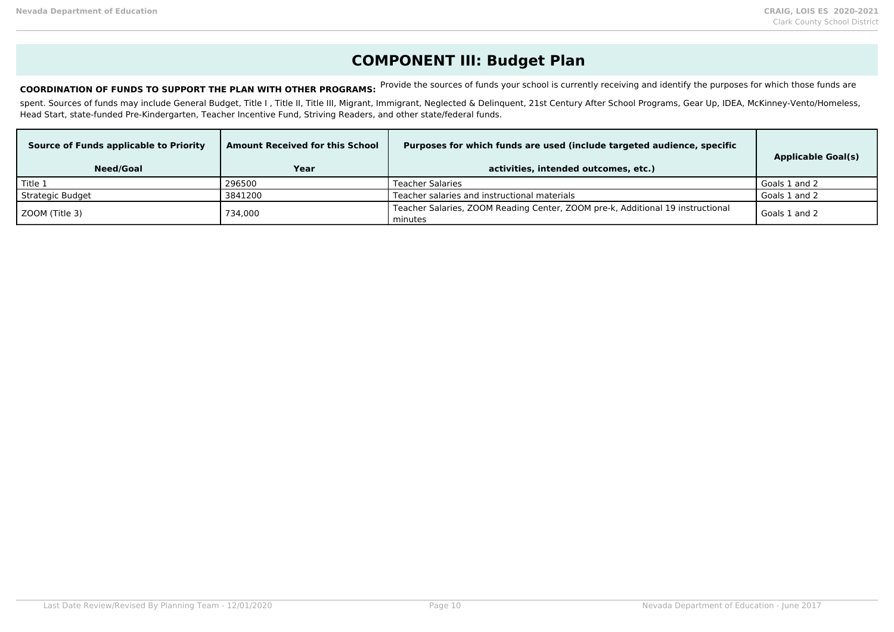# COMPONENT III: Budget Plan

**COORDINATION OF FUNDS TO SUPPORT THE PLAN WITH OTHER PROGRAMS:** Provide the sources of funds your school is currently receiving and identify the purposes for which those funds are spent. Sources of funds may include General Budget, Title I , Title II, Title III, Migrant, Immigrant, Neglected & Delinquent, 21st Century After School Programs, Gear Up, IDEA, McKinney-Vento/Homeless, Head Start, state-funded Pre-Kindergarten, Teacher Incentive Fund, Striving Readers, and other state/federal funds.

| Source of Funds applicable to Priority Need/Goal | Amount Received for this School Year | Purposes for which funds are used (include targeted audience, specific activities, intended outcomes, etc.) | Applicable Goal(s) |
|---|---|---|---|
| Title 1 | 296500 | Teacher Salaries | Goals 1 and 2 |
| Strategic Budget | 3841200 | Teacher salaries and instructional materials | Goals 1 and 2 |
| ZOOM (Title 3) | 734,000 | Teacher Salaries, ZOOM Reading Center, ZOOM pre-k, Additional 19 instructional minutes | Goals 1 and 2 |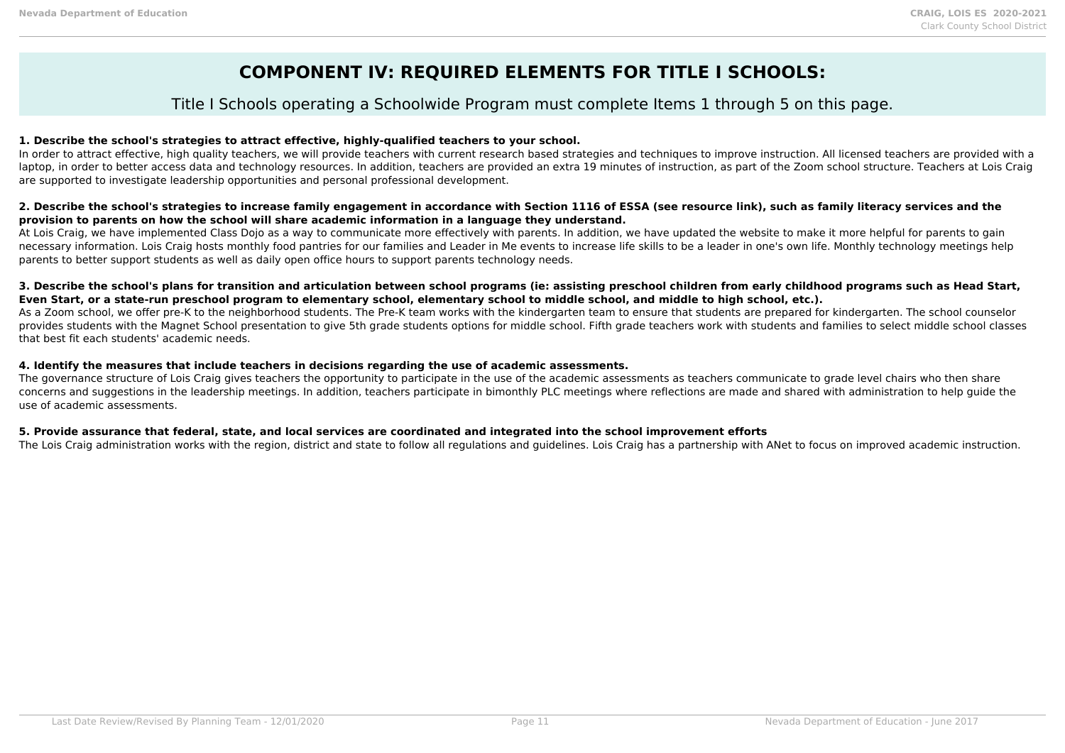# COMPONENT IV: REQUIRED ELEMENTS FOR TITLE I SCHOOLS:

Title I Schools operating a Schoolwide Program must complete Items 1 through 5 on this page.

**1. Describe the school's strategies to attract effective, highly-qualified teachers to your school.**

In order to attract effective, high quality teachers, we will provide teachers with current research based strategies and techniques to improve instruction. All licensed teachers are provided with a laptop, in order to better access data and technology resources. In addition, teachers are provided an extra 19 minutes of instruction, as part of the Zoom school structure. Teachers at Lois Craig are supported to investigate leadership opportunities and personal professional development.

**2. Describe the school's strategies to increase family engagement in accordance with Section 1116 of ESSA (see resource link), such as family literacy services and the provision to parents on how the school will share academic information in a language they understand.**

At Lois Craig, we have implemented Class Dojo as a way to communicate more effectively with parents. In addition, we have updated the website to make it more helpful for parents to gain necessary information. Lois Craig hosts monthly food pantries for our families and Leader in Me events to increase life skills to be a leader in one's own life. Monthly technology meetings help parents to better support students as well as daily open office hours to support parents technology needs.

**3. Describe the school's plans for transition and articulation between school programs (ie: assisting preschool children from early childhood programs such as Head Start, Even Start, or a state-run preschool program to elementary school, elementary school to middle school, and middle to high school, etc.).**

As a Zoom school, we offer pre-K to the neighborhood students. The Pre-K team works with the kindergarten team to ensure that students are prepared for kindergarten. The school counselor provides students with the Magnet School presentation to give 5th grade students options for middle school. Fifth grade teachers work with students and families to select middle school classes that best fit each students' academic needs.

**4. Identify the measures that include teachers in decisions regarding the use of academic assessments.**

The governance structure of Lois Craig gives teachers the opportunity to participate in the use of the academic assessments as teachers communicate to grade level chairs who then share concerns and suggestions in the leadership meetings. In addition, teachers participate in bimonthly PLC meetings where reflections are made and shared with administration to help guide the use of academic assessments.

**5. Provide assurance that federal, state, and local services are coordinated and integrated into the school improvement efforts**

The Lois Craig administration works with the region, district and state to follow all regulations and guidelines. Lois Craig has a partnership with ANet to focus on improved academic instruction.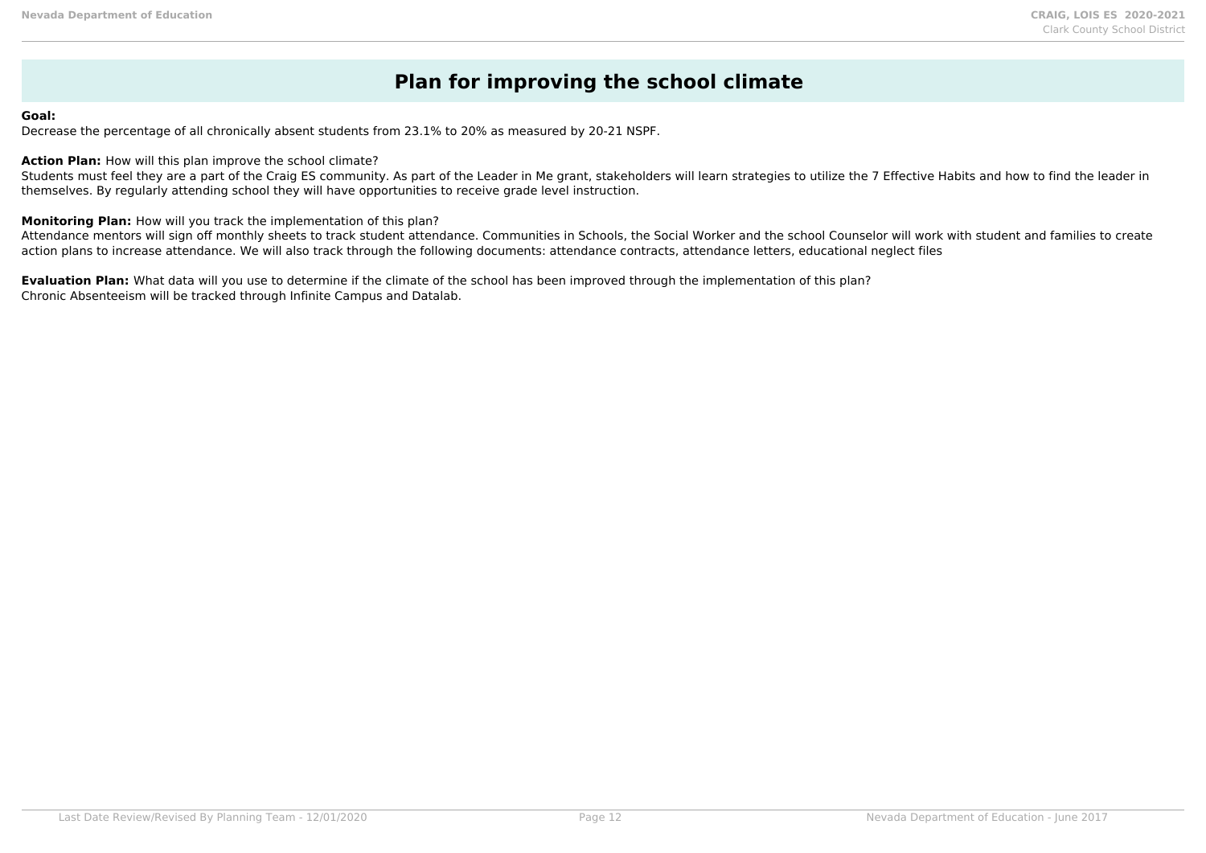# Plan for improving the school climate

**Goal:**
Decrease the percentage of all chronically absent students from 23.1% to 20% as measured by 20-21 NSPF.

**Action Plan:** How will this plan improve the school climate?
Students must feel they are a part of the Craig ES community. As part of the Leader in Me grant, stakeholders will learn strategies to utilize the 7 Effective Habits and how to find the leader in themselves. By regularly attending school they will have opportunities to receive grade level instruction.

**Monitoring Plan:** How will you track the implementation of this plan?
Attendance mentors will sign off monthly sheets to track student attendance. Communities in Schools, the Social Worker and the school Counselor will work with student and families to create action plans to increase attendance. We will also track through the following documents: attendance contracts, attendance letters, educational neglect files

**Evaluation Plan:** What data will you use to determine if the climate of the school has been improved through the implementation of this plan?
Chronic Absenteeism will be tracked through Infinite Campus and Datalab.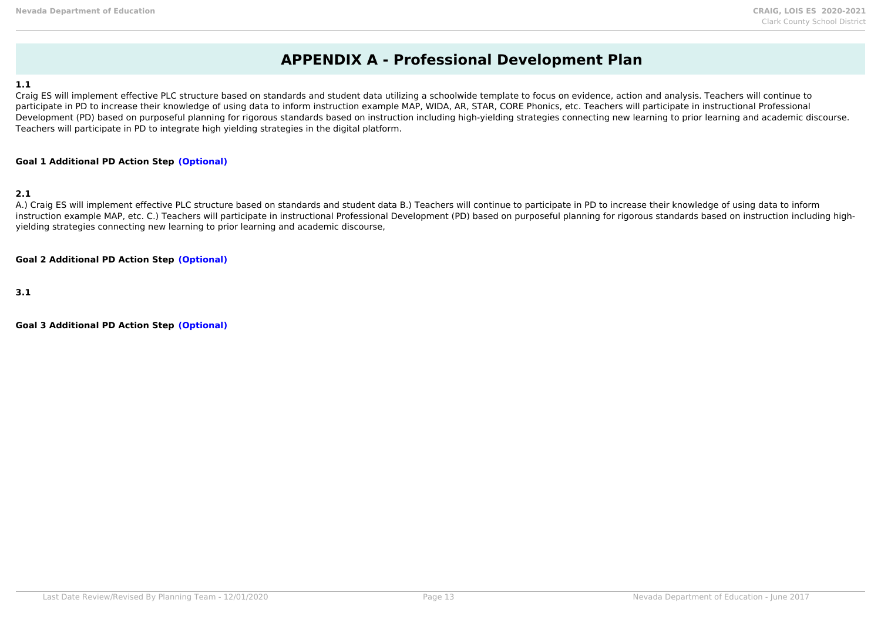# APPENDIX A - Professional Development Plan

**1.1**

Craig ES will implement effective PLC structure based on standards and student data utilizing a schoolwide template to focus on evidence, action and analysis. Teachers will continue to participate in PD to increase their knowledge of using data to inform instruction example MAP, WIDA, AR, STAR, CORE Phonics, etc. Teachers will participate in instructional Professional Development (PD) based on purposeful planning for rigorous standards based on instruction including high-yielding strategies connecting new learning to prior learning and academic discourse. Teachers will participate in PD to integrate high yielding strategies in the digital platform.

**Goal 1 Additional PD Action Step (Optional)**

**2.1**

A.) Craig ES will implement effective PLC structure based on standards and student data B.) Teachers will continue to participate in PD to increase their knowledge of using data to inform instruction example MAP, etc. C.) Teachers will participate in instructional Professional Development (PD) based on purposeful planning for rigorous standards based on instruction including high-yielding strategies connecting new learning to prior learning and academic discourse,

**Goal 2 Additional PD Action Step (Optional)**

**3.1**

**Goal 3 Additional PD Action Step (Optional)**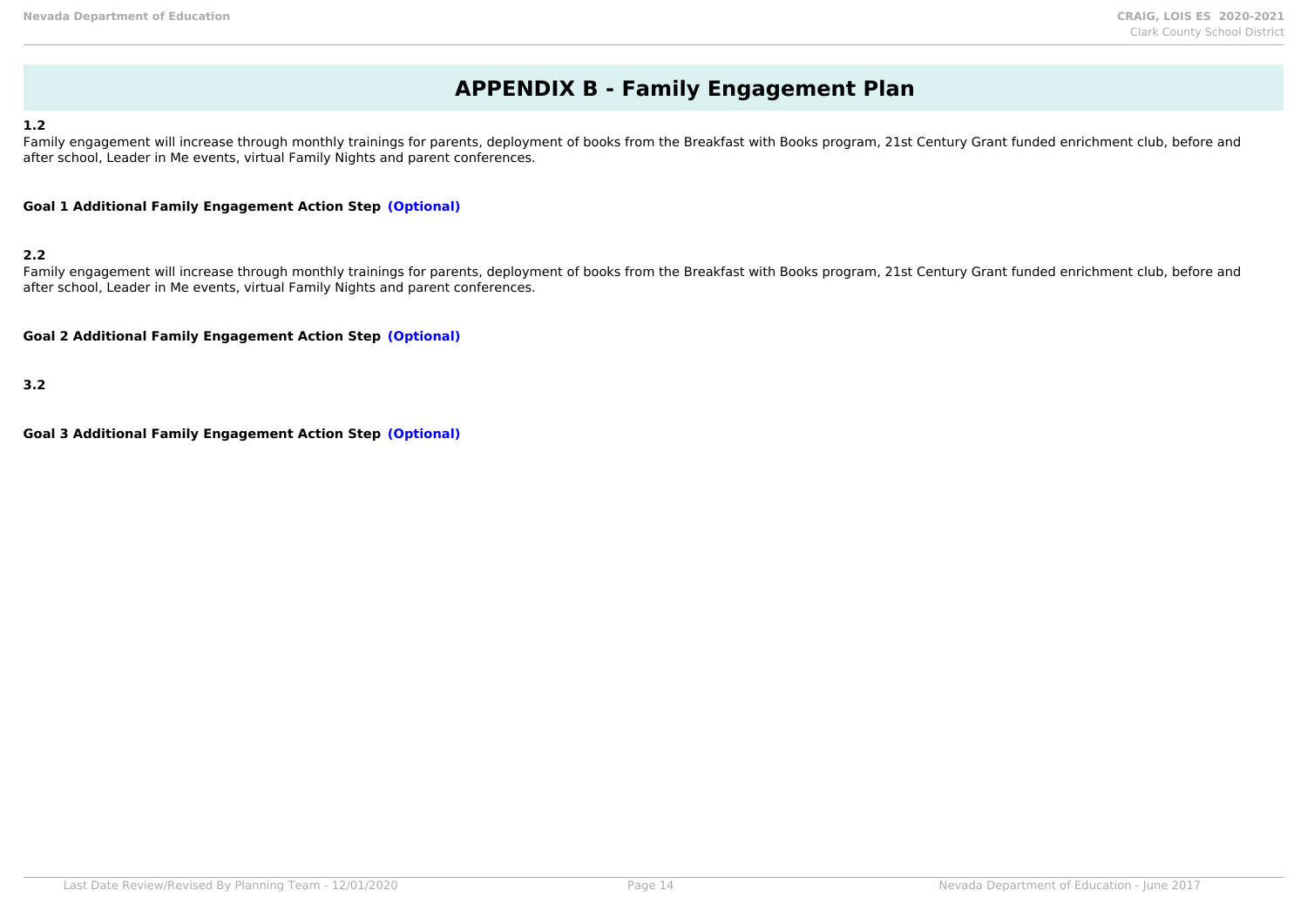# APPENDIX B - Family Engagement Plan

**1.2**

Family engagement will increase through monthly trainings for parents, deployment of books from the Breakfast with Books program, 21st Century Grant funded enrichment club, before and after school, Leader in Me events, virtual Family Nights and parent conferences.

**Goal 1 Additional Family Engagement Action Step (Optional)**

**2.2**

Family engagement will increase through monthly trainings for parents, deployment of books from the Breakfast with Books program, 21st Century Grant funded enrichment club, before and after school, Leader in Me events, virtual Family Nights and parent conferences.

**Goal 2 Additional Family Engagement Action Step (Optional)**

**3.2**

**Goal 3 Additional Family Engagement Action Step (Optional)**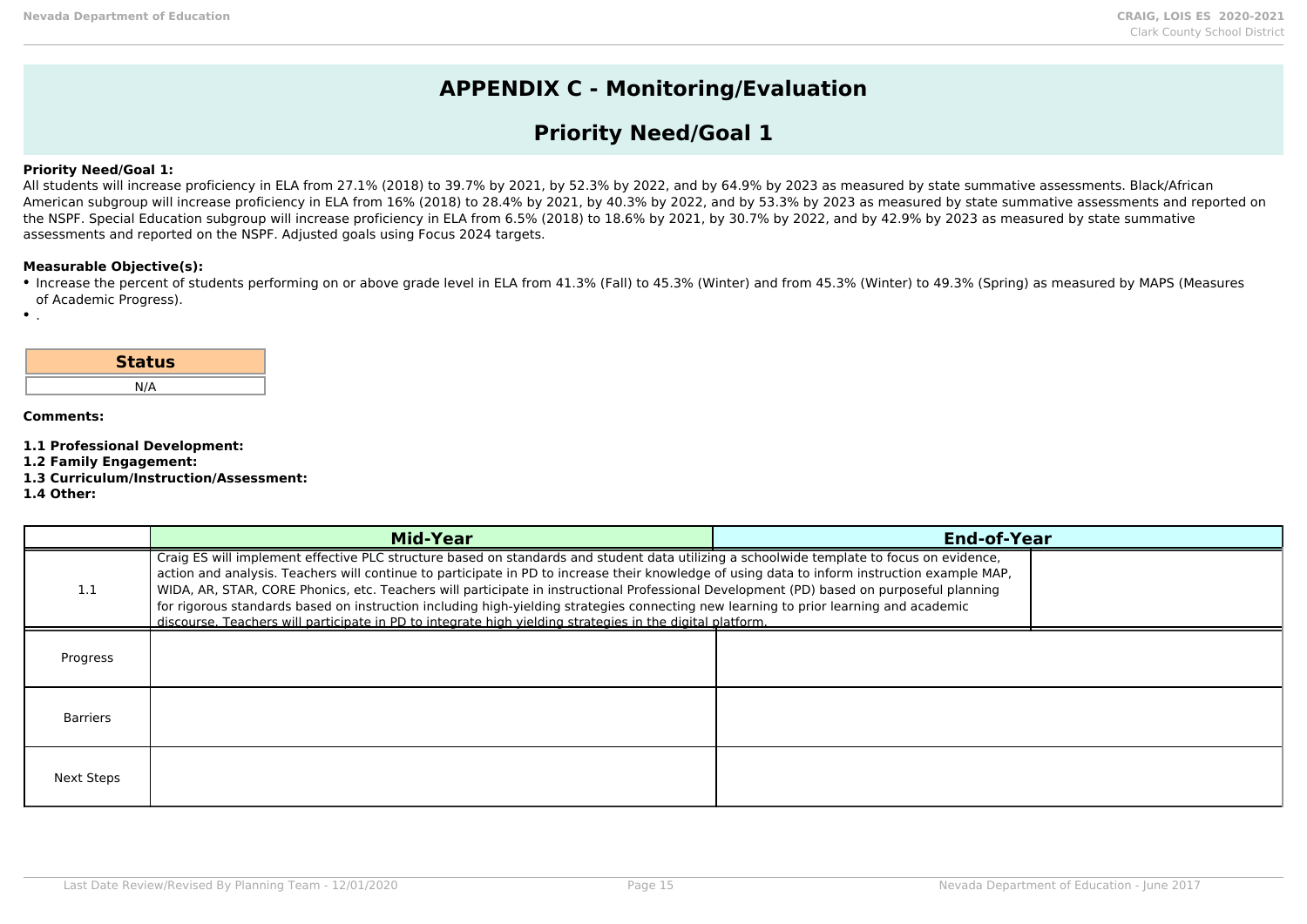# APPENDIX C - Monitoring/Evaluation

## Priority Need/Goal 1

**Priority Need/Goal 1:**
All students will increase proficiency in ELA from 27.1% (2018) to 39.7% by 2021, by 52.3% by 2022, and by 64.9% by 2023 as measured by state summative assessments. Black/African American subgroup will increase proficiency in ELA from 16% (2018) to 28.4% by 2021, by 40.3% by 2022, and by 53.3% by 2023 as measured by state summative assessments and reported on the NSPF. Special Education subgroup will increase proficiency in ELA from 6.5% (2018) to 18.6% by 2021, by 30.7% by 2022, and by 42.9% by 2023 as measured by state summative assessments and reported on the NSPF. Adjusted goals using Focus 2024 targets.

**Measurable Objective(s):**

- Increase the percent of students performing on or above grade level in ELA from 41.3% (Fall) to 45.3% (Winter) and from 45.3% (Winter) to 49.3% (Spring) as measured by MAPS (Measures of Academic Progress).
- .

| Status |
| --- |
| N/A |

**Comments:**

**1.1 Professional Development:**
**1.2 Family Engagement:**
**1.3 Curriculum/Instruction/Assessment:**
**1.4 Other:**

| | Mid-Year | End-of-Year |
| --- | --- | --- |
| 1.1 | Craig ES will implement effective PLC structure based on standards and student data utilizing a schoolwide template to focus on evidence, action and analysis. Teachers will continue to participate in PD to increase their knowledge of using data to inform instruction example MAP, WIDA, AR, STAR, CORE Phonics, etc. Teachers will participate in instructional Professional Development (PD) based on purposeful planning for rigorous standards based on instruction including high-yielding strategies connecting new learning to prior learning and academic discourse. Teachers will participate in PD to integrate high yielding strategies in the digital platform. | |
| Progress | | |
| Barriers | | |
| Next Steps | | |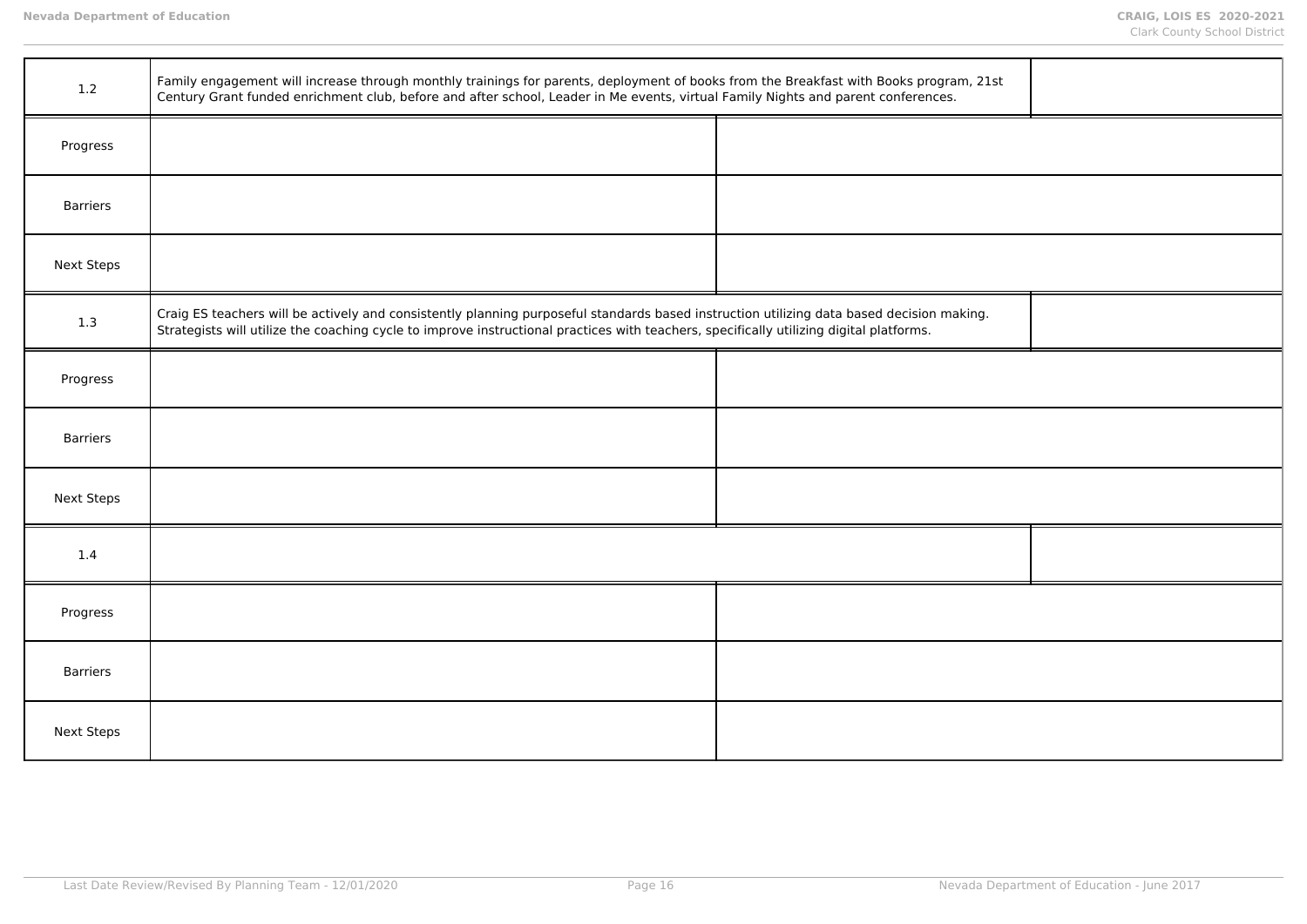| 1.2 | Family engagement will increase through monthly trainings for parents, deployment of books from the Breakfast with Books program, 21st Century Grant funded enrichment club, before and after school, Leader in Me events, virtual Family Nights and parent conferences. | |
|---|---|---|
| Progress | | |
| Barriers | | |
| Next Steps | | |
| 1.3 | Craig ES teachers will be actively and consistently planning purposeful standards based instruction utilizing data based decision making. Strategists will utilize the coaching cycle to improve instructional practices with teachers, specifically utilizing digital platforms. | |
| Progress | | |
| Barriers | | |
| Next Steps | | |
| 1.4 | | |
| Progress | | |
| Barriers | | |
| Next Steps | | |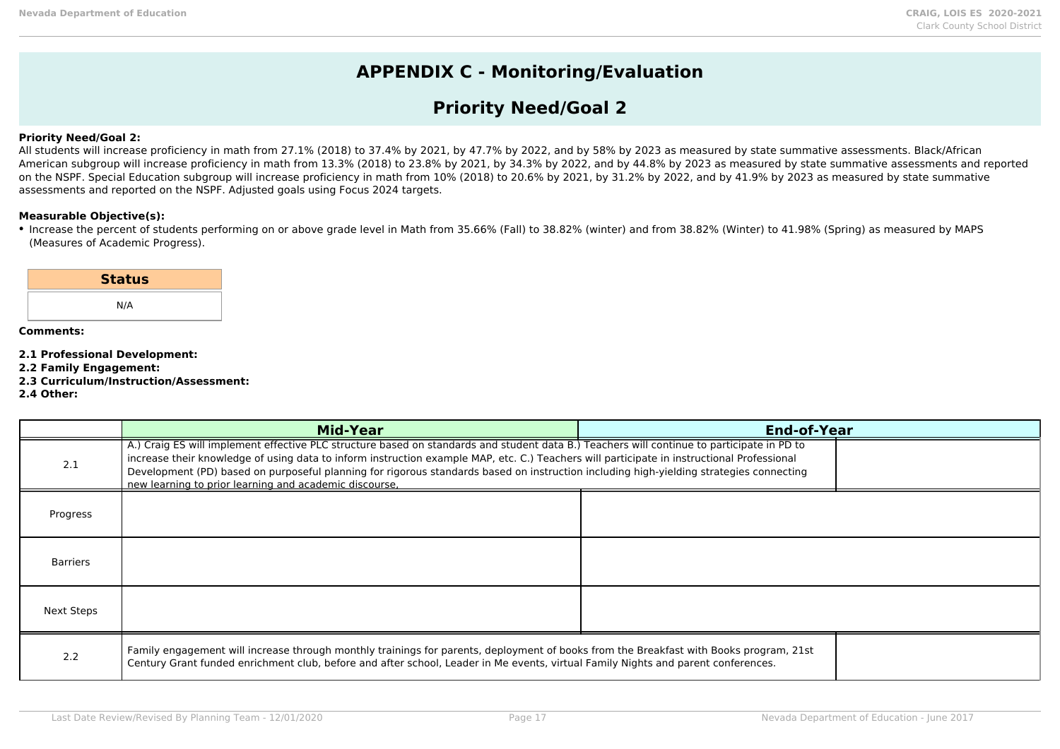# APPENDIX C - Monitoring/Evaluation

## Priority Need/Goal 2

**Priority Need/Goal 2:**
All students will increase proficiency in math from 27.1% (2018) to 37.4% by 2021, by 47.7% by 2022, and by 58% by 2023 as measured by state summative assessments. Black/African American subgroup will increase proficiency in math from 13.3% (2018) to 23.8% by 2021, by 34.3% by 2022, and by 44.8% by 2023 as measured by state summative assessments and reported on the NSPF. Special Education subgroup will increase proficiency in math from 10% (2018) to 20.6% by 2021, by 31.2% by 2022, and by 41.9% by 2023 as measured by state summative assessments and reported on the NSPF. Adjusted goals using Focus 2024 targets.

**Measurable Objective(s):**

- Increase the percent of students performing on or above grade level in Math from 35.66% (Fall) to 38.82% (winter) and from 38.82% (Winter) to 41.98% (Spring) as measured by MAPS (Measures of Academic Progress).

| Status |
|---|
| N/A |

**Comments:**

**2.1 Professional Development:**
**2.2 Family Engagement:**
**2.3 Curriculum/Instruction/Assessment:**
**2.4 Other:**

| | Mid-Year | End-of-Year |
|---|---|---|
| 2.1 | A.) Craig ES will implement effective PLC structure based on standards and student data B.) Teachers will continue to participate in PD to increase their knowledge of using data to inform instruction example MAP, etc. C.) Teachers will participate in instructional Professional Development (PD) based on purposeful planning for rigorous standards based on instruction including high-yielding strategies connecting new learning to prior learning and academic discourse, | |
| Progress | | |
| Barriers | | |
| Next Steps | | |
| 2.2 | Family engagement will increase through monthly trainings for parents, deployment of books from the Breakfast with Books program, 21st Century Grant funded enrichment club, before and after school, Leader in Me events, virtual Family Nights and parent conferences. | |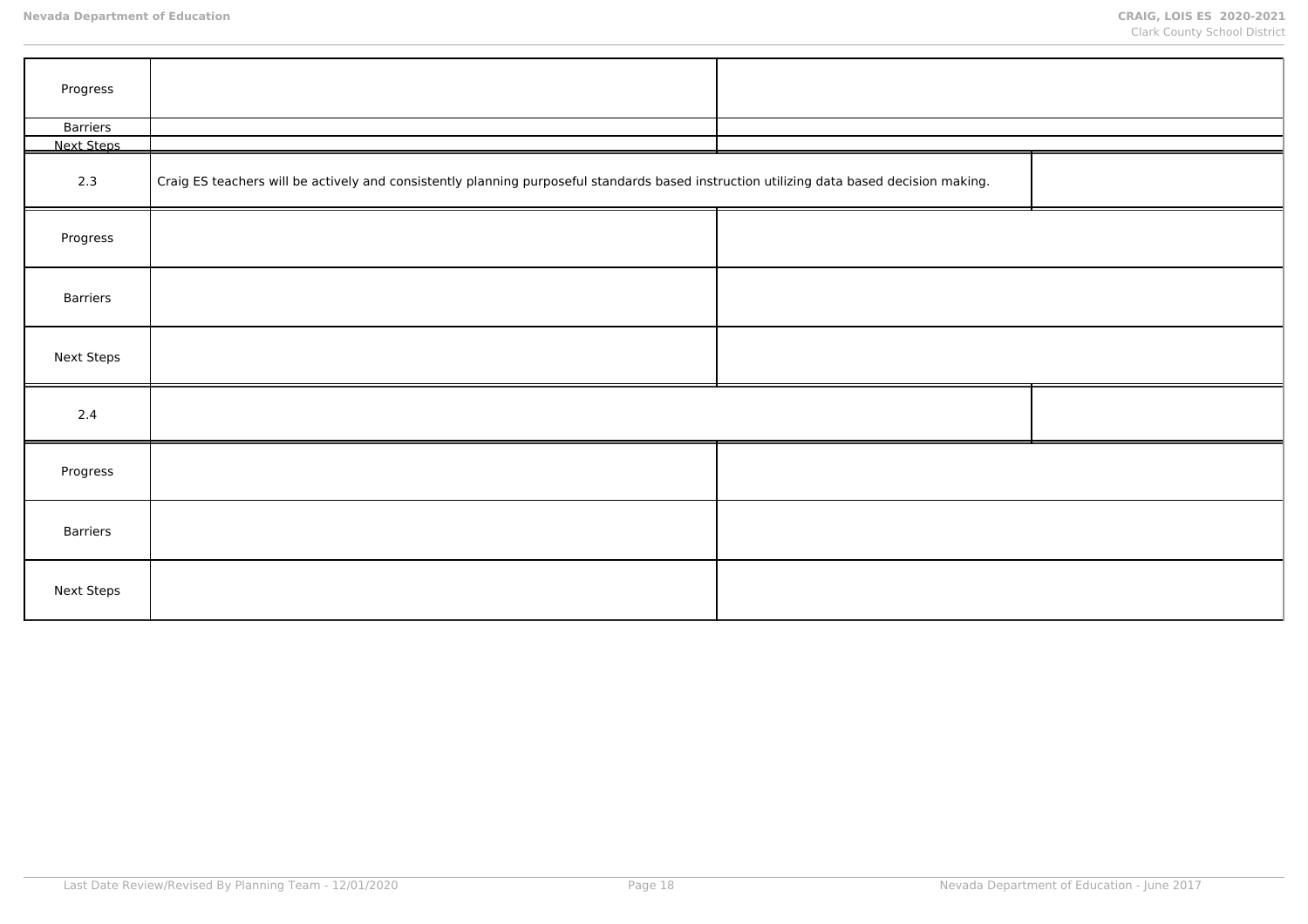| | | |
|---|---|---|
| Progress | | |
| Barriers | | |
| Next Steps | | |
| 2.3 | Craig ES teachers will be actively and consistently planning purposeful standards based instruction utilizing data based decision making. | |
| Progress | | |
| Barriers | | |
| Next Steps | | |
| 2.4 | | |
| Progress | | |
| Barriers | | |
| Next Steps | | |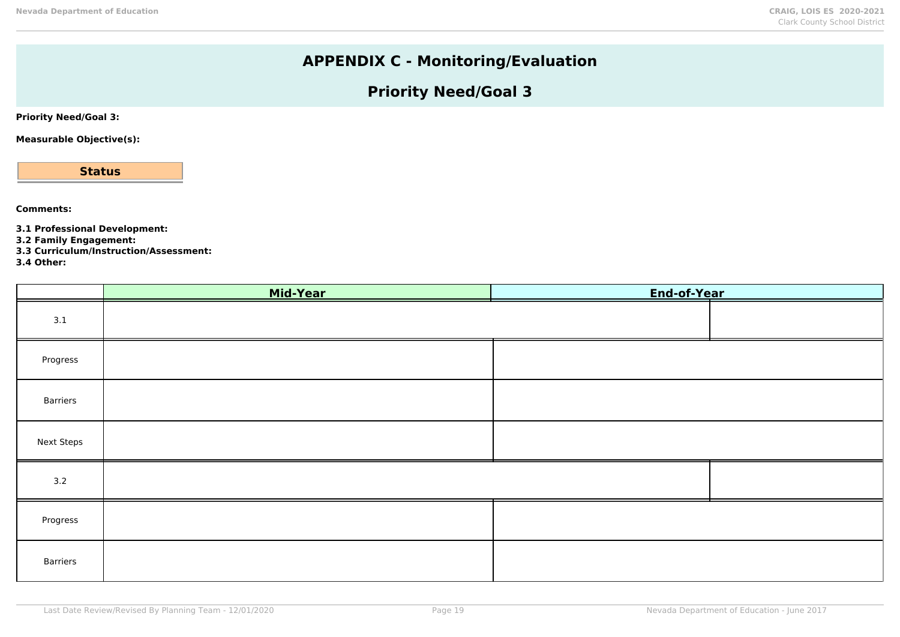# APPENDIX C - Monitoring/Evaluation

## Priority Need/Goal 3

**Priority Need/Goal 3:**

**Measurable Objective(s):**

**Status**

**Comments:**

**3.1 Professional Development:**
**3.2 Family Engagement:**
**3.3 Curriculum/Instruction/Assessment:**
**3.4 Other:**

| | Mid-Year | End-of-Year |
|---|---|---|
| 3.1 | | |
| Progress | | |
| Barriers | | |
| Next Steps | | |
| 3.2 | | |
| Progress | | |
| Barriers | | |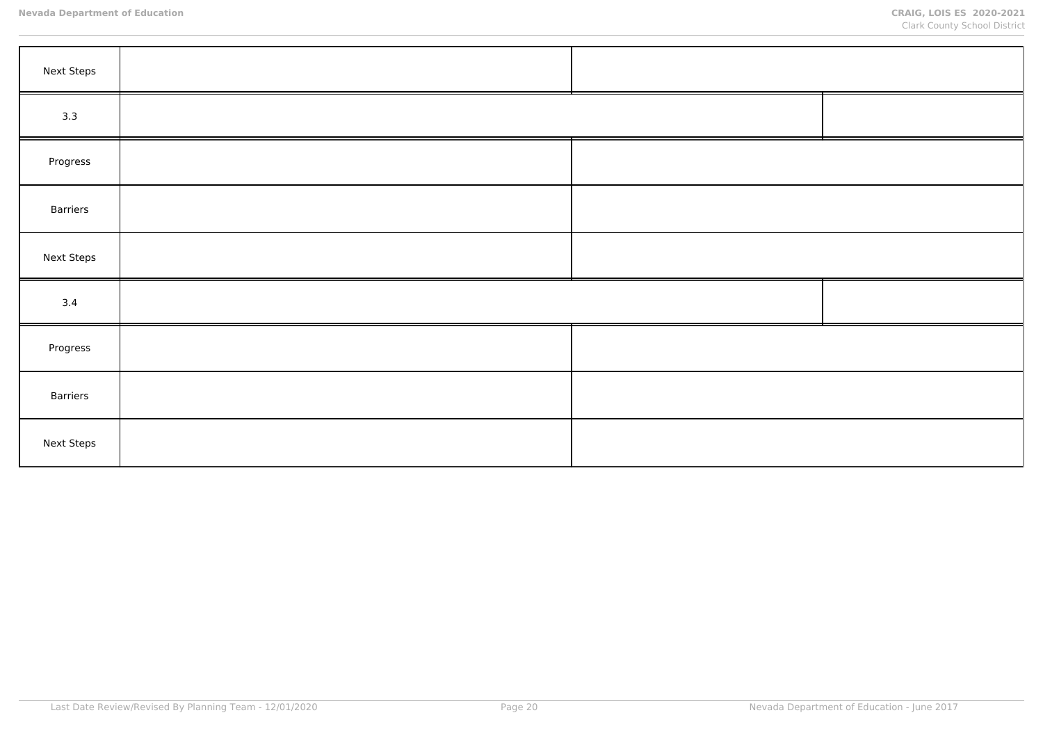| | | |
|---|---|---|
| Next Steps | | |
| 3.3 | | |
| Progress | | |
| Barriers | | |
| Next Steps | | |
| 3.4 | | |
| Progress | | |
| Barriers | | |
| Next Steps | | |